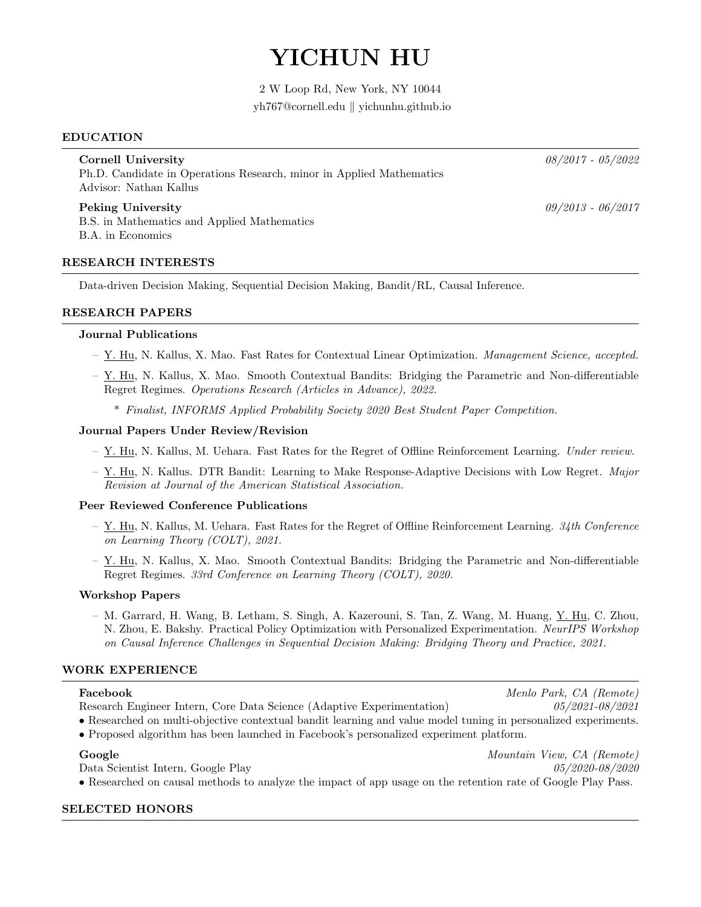# YICHUN HU

2 W Loop Rd, New York, NY 10044
yh767@cornell.edu || yichunhu.github.io

## EDUCATION

**Cornell University** *08/2017 - 05/2022*
Ph.D. Candidate in Operations Research, minor in Applied Mathematics
Advisor: Nathan Kallus

**Peking University** *09/2013 - 06/2017*
B.S. in Mathematics and Applied Mathematics
B.A. in Economics

## RESEARCH INTERESTS

Data-driven Decision Making, Sequential Decision Making, Bandit/RL, Causal Inference.

## RESEARCH PAPERS

### Journal Publications

- Y. Hu, N. Kallus, X. Mao. Fast Rates for Contextual Linear Optimization. *Management Science, accepted.*
- Y. Hu, N. Kallus, X. Mao. Smooth Contextual Bandits: Bridging the Parametric and Non-differentiable Regret Regimes. *Operations Research (Articles in Advance), 2022.*
  - *Finalist, INFORMS Applied Probability Society 2020 Best Student Paper Competition.*

### Journal Papers Under Review/Revision

- Y. Hu, N. Kallus, M. Uehara. Fast Rates for the Regret of Offline Reinforcement Learning. *Under review.*
- Y. Hu, N. Kallus. DTR Bandit: Learning to Make Response-Adaptive Decisions with Low Regret. *Major Revision at Journal of the American Statistical Association.*

### Peer Reviewed Conference Publications

- Y. Hu, N. Kallus, M. Uehara. Fast Rates for the Regret of Offline Reinforcement Learning. *34th Conference on Learning Theory (COLT), 2021.*
- Y. Hu, N. Kallus, X. Mao. Smooth Contextual Bandits: Bridging the Parametric and Non-differentiable Regret Regimes. *33rd Conference on Learning Theory (COLT), 2020.*

### Workshop Papers

- M. Garrard, H. Wang, B. Letham, S. Singh, A. Kazerouni, S. Tan, Z. Wang, M. Huang, Y. Hu, C. Zhou, N. Zhou, E. Bakshy. Practical Policy Optimization with Personalized Experimentation. *NeurIPS Workshop on Causal Inference Challenges in Sequential Decision Making: Bridging Theory and Practice, 2021.*

## WORK EXPERIENCE

**Facebook** *Menlo Park, CA (Remote)*
Research Engineer Intern, Core Data Science (Adaptive Experimentation) *05/2021-08/2021*

- Researched on multi-objective contextual bandit learning and value model tuning in personalized experiments.
- Proposed algorithm has been launched in Facebook's personalized experiment platform.

**Google** *Mountain View, CA (Remote)*
Data Scientist Intern, Google Play *05/2020-08/2020*

- Researched on causal methods to analyze the impact of app usage on the retention rate of Google Play Pass.

## SELECTED HONORS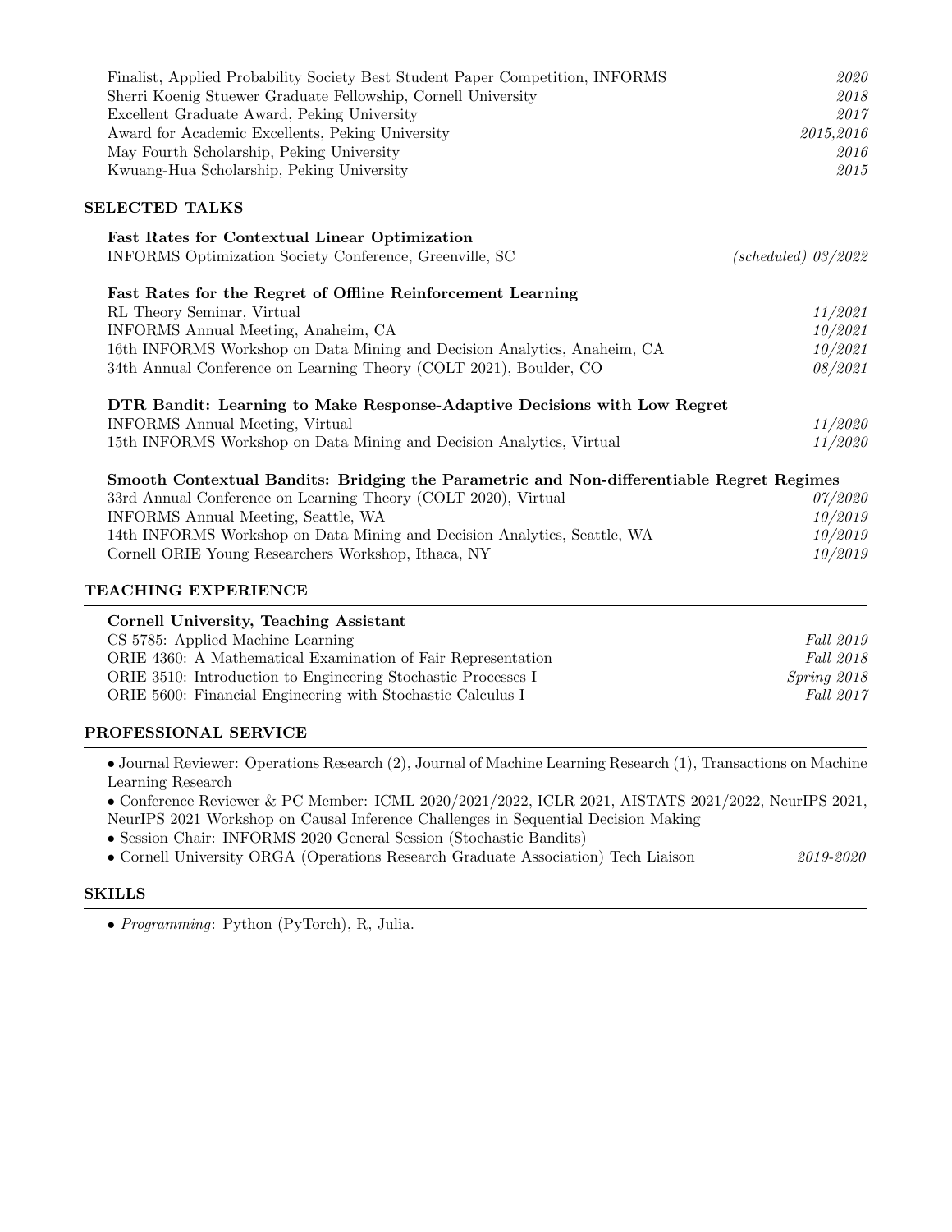| | |
|---|---|
| Finalist, Applied Probability Society Best Student Paper Competition, INFORMS | *2020* |
| Sherri Koenig Stuewer Graduate Fellowship, Cornell University | *2018* |
| Excellent Graduate Award, Peking University | *2017* |
| Award for Academic Excellents, Peking University | *2015,2016* |
| May Fourth Scholarship, Peking University | *2016* |
| Kwuang-Hua Scholarship, Peking University | *2015* |

## SELECTED TALKS

**Fast Rates for Contextual Linear Optimization**

| | |
|---|---|
| INFORMS Optimization Society Conference, Greenville, SC | *(scheduled) 03/2022* |

**Fast Rates for the Regret of Offline Reinforcement Learning**

| | |
|---|---|
| RL Theory Seminar, Virtual | *11/2021* |
| INFORMS Annual Meeting, Anaheim, CA | *10/2021* |
| 16th INFORMS Workshop on Data Mining and Decision Analytics, Anaheim, CA | *10/2021* |
| 34th Annual Conference on Learning Theory (COLT 2021), Boulder, CO | *08/2021* |

**DTR Bandit: Learning to Make Response-Adaptive Decisions with Low Regret**

| | |
|---|---|
| INFORMS Annual Meeting, Virtual | *11/2020* |
| 15th INFORMS Workshop on Data Mining and Decision Analytics, Virtual | *11/2020* |

**Smooth Contextual Bandits: Bridging the Parametric and Non-differentiable Regret Regimes**

| | |
|---|---|
| 33rd Annual Conference on Learning Theory (COLT 2020), Virtual | *07/2020* |
| INFORMS Annual Meeting, Seattle, WA | *10/2019* |
| 14th INFORMS Workshop on Data Mining and Decision Analytics, Seattle, WA | *10/2019* |
| Cornell ORIE Young Researchers Workshop, Ithaca, NY | *10/2019* |

## TEACHING EXPERIENCE

**Cornell University, Teaching Assistant**

| | |
|---|---|
| CS 5785: Applied Machine Learning | *Fall 2019* |
| ORIE 4360: A Mathematical Examination of Fair Representation | *Fall 2018* |
| ORIE 3510: Introduction to Engineering Stochastic Processes I | *Spring 2018* |
| ORIE 5600: Financial Engineering with Stochastic Calculus I | *Fall 2017* |

## PROFESSIONAL SERVICE

- Journal Reviewer: Operations Research (2), Journal of Machine Learning Research (1), Transactions on Machine Learning Research
- Conference Reviewer & PC Member: ICML 2020/2021/2022, ICLR 2021, AISTATS 2021/2022, NeurIPS 2021, NeurIPS 2021 Workshop on Causal Inference Challenges in Sequential Decision Making
- Session Chair: INFORMS 2020 General Session (Stochastic Bandits)
- Cornell University ORGA (Operations Research Graduate Association) Tech Liaison *2019-2020*

## SKILLS

- *Programming*: Python (PyTorch), R, Julia.